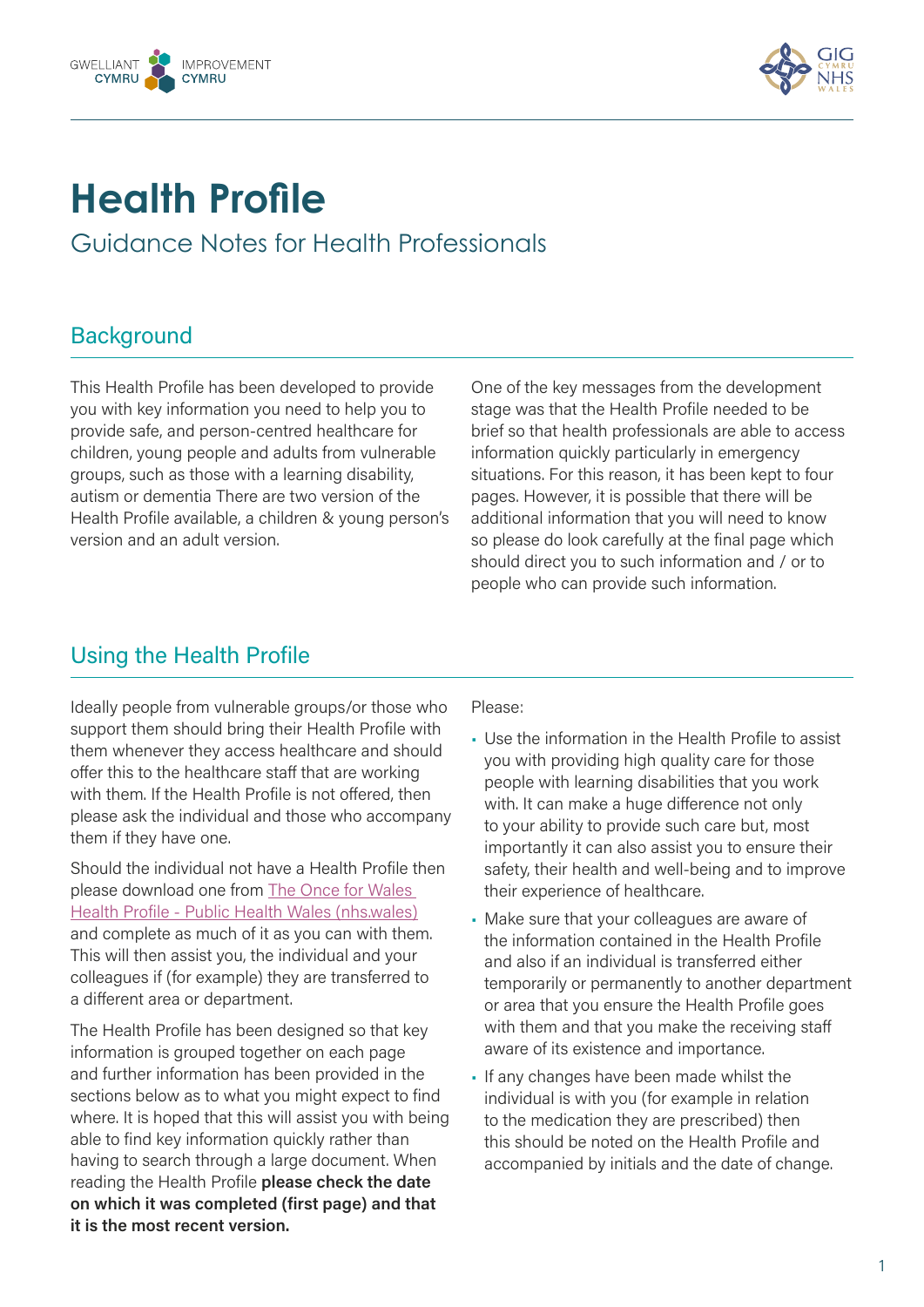# Health Profile

## Guidance Notes for Health Professionals

## Background

This Health Profile has been developed to provide you with key information you need to help you to provide safe, and person-centred healthcare for children, young people and adults from vulnerable groups, such as those with a learning disability, autism or dementia There are two version of the Health Profile available, a children & young person's version and an adult version.

One of the key messages from the development stage was that the Health Profile needed to be brief so that health professionals are able to access information quickly particularly in emergency situations. For this reason, it has been kept to four pages. However, it is possible that there will be additional information that you will need to know so please do look carefully at the final page which should direct you to such information and / or to people who can provide such information.

## Using the Health Profile

Ideally people from vulnerable groups/or those who support them should bring their Health Profile with them whenever they access healthcare and should offer this to the healthcare staff that are working with them. If the Health Profile is not offered, then please ask the individual and those who accompany them if they have one.

Should the individual not have a Health Profile then please download one from The Once for Wales Health Profile - Public Health Wales (nhs.wales) and complete as much of it as you can with them. This will then assist you, the individual and your colleagues if (for example) they are transferred to a different area or department.

The Health Profile has been designed so that key information is grouped together on each page and further information has been provided in the sections below as to what you might expect to find where. It is hoped that this will assist you with being able to find key information quickly rather than having to search through a large document. When reading the Health Profile **please check the date on which it was completed (first page) and that it is the most recent version.**

Please:

- Use the information in the Health Profile to assist you with providing high quality care for those people with learning disabilities that you work with. It can make a huge difference not only to your ability to provide such care but, most importantly it can also assist you to ensure their safety, their health and well-being and to improve their experience of healthcare.
- Make sure that your colleagues are aware of the information contained in the Health Profile and also if an individual is transferred either temporarily or permanently to another department or area that you ensure the Health Profile goes with them and that you make the receiving staff aware of its existence and importance.
- If any changes have been made whilst the individual is with you (for example in relation to the medication they are prescribed) then this should be noted on the Health Profile and accompanied by initials and the date of change.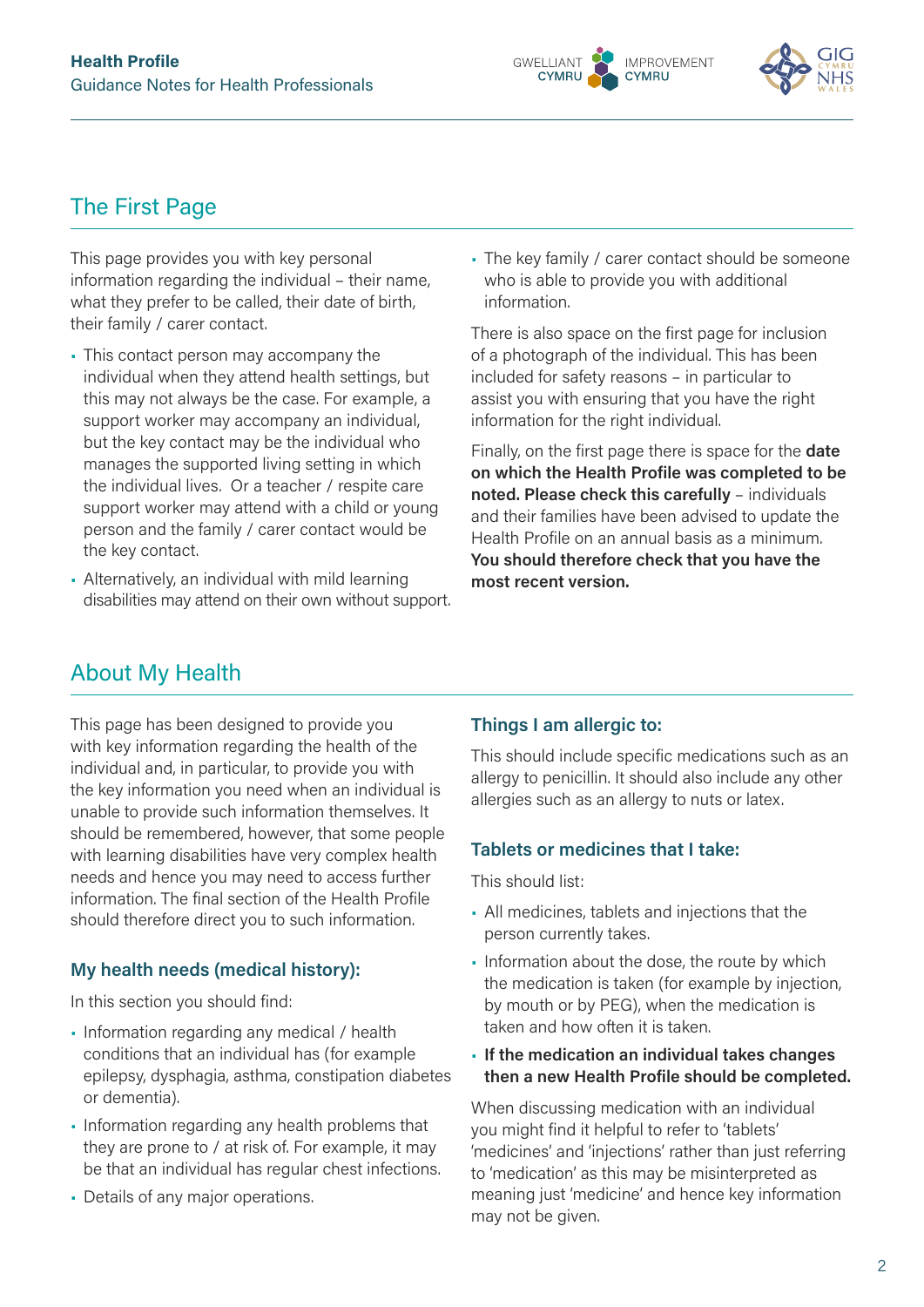## The First Page

This page provides you with key personal information regarding the individual – their name, what they prefer to be called, their date of birth, their family / carer contact.

- This contact person may accompany the individual when they attend health settings, but this may not always be the case. For example, a support worker may accompany an individual, but the key contact may be the individual who manages the supported living setting in which the individual lives. Or a teacher / respite care support worker may attend with a child or young person and the family / carer contact would be the key contact.
- Alternatively, an individual with mild learning disabilities may attend on their own without support.
- The key family / carer contact should be someone who is able to provide you with additional information.

There is also space on the first page for inclusion of a photograph of the individual. This has been included for safety reasons – in particular to assist you with ensuring that you have the right information for the right individual.

Finally, on the first page there is space for the **date on which the Health Profile was completed to be noted. Please check this carefully** – individuals and their families have been advised to update the Health Profile on an annual basis as a minimum. **You should therefore check that you have the most recent version.**

## About My Health

This page has been designed to provide you with key information regarding the health of the individual and, in particular, to provide you with the key information you need when an individual is unable to provide such information themselves. It should be remembered, however, that some people with learning disabilities have very complex health needs and hence you may need to access further information. The final section of the Health Profile should therefore direct you to such information.

### My health needs (medical history):

In this section you should find:

- Information regarding any medical / health conditions that an individual has (for example epilepsy, dysphagia, asthma, constipation diabetes or dementia).
- Information regarding any health problems that they are prone to / at risk of. For example, it may be that an individual has regular chest infections.
- Details of any major operations.

### Things I am allergic to:

This should include specific medications such as an allergy to penicillin. It should also include any other allergies such as an allergy to nuts or latex.

### Tablets or medicines that I take:

This should list:

- All medicines, tablets and injections that the person currently takes.
- Information about the dose, the route by which the medication is taken (for example by injection, by mouth or by PEG), when the medication is taken and how often it is taken.
- **If the medication an individual takes changes then a new Health Profile should be completed.**

When discussing medication with an individual you might find it helpful to refer to 'tablets' 'medicines' and 'injections' rather than just referring to 'medication' as this may be misinterpreted as meaning just 'medicine' and hence key information may not be given.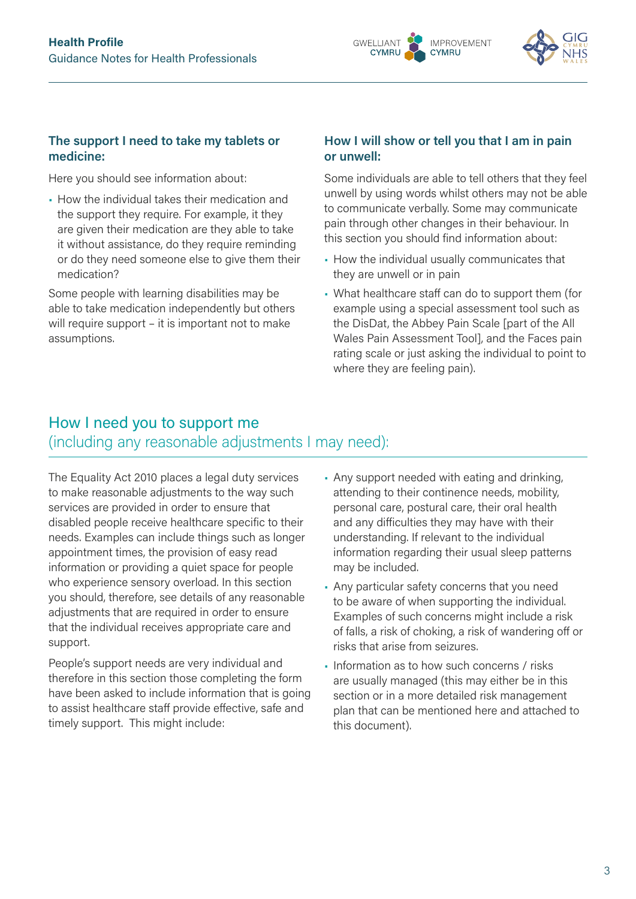### The support I need to take my tablets or medicine:

Here you should see information about:

- How the individual takes their medication and the support they require. For example, it they are given their medication are they able to take it without assistance, do they require reminding or do they need someone else to give them their medication?

Some people with learning disabilities may be able to take medication independently but others will require support – it is important not to make assumptions.

### How I will show or tell you that I am in pain or unwell:

Some individuals are able to tell others that they feel unwell by using words whilst others may not be able to communicate verbally. Some may communicate pain through other changes in their behaviour. In this section you should find information about:

- How the individual usually communicates that they are unwell or in pain
- What healthcare staff can do to support them (for example using a special assessment tool such as the DisDat, the Abbey Pain Scale [part of the All Wales Pain Assessment Tool], and the Faces pain rating scale or just asking the individual to point to where they are feeling pain).

## How I need you to support me (including any reasonable adjustments I may need):

The Equality Act 2010 places a legal duty services to make reasonable adjustments to the way such services are provided in order to ensure that disabled people receive healthcare specific to their needs. Examples can include things such as longer appointment times, the provision of easy read information or providing a quiet space for people who experience sensory overload. In this section you should, therefore, see details of any reasonable adjustments that are required in order to ensure that the individual receives appropriate care and support.

People's support needs are very individual and therefore in this section those completing the form have been asked to include information that is going to assist healthcare staff provide effective, safe and timely support. This might include:

- Any support needed with eating and drinking, attending to their continence needs, mobility, personal care, postural care, their oral health and any difficulties they may have with their understanding. If relevant to the individual information regarding their usual sleep patterns may be included.
- Any particular safety concerns that you need to be aware of when supporting the individual. Examples of such concerns might include a risk of falls, a risk of choking, a risk of wandering off or risks that arise from seizures.
- Information as to how such concerns / risks are usually managed (this may either be in this section or in a more detailed risk management plan that can be mentioned here and attached to this document).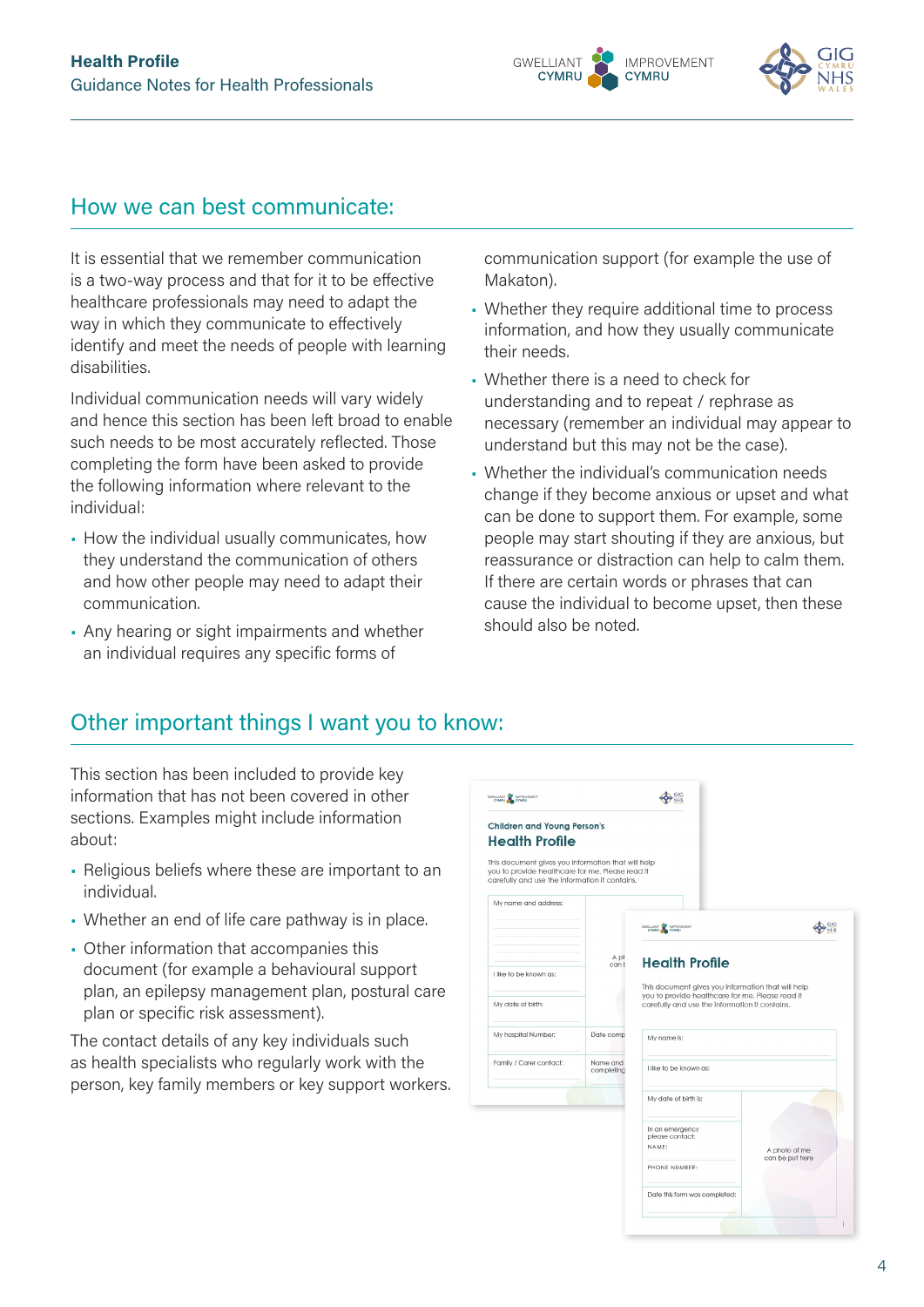## How we can best communicate:

It is essential that we remember communication is a two-way process and that for it to be effective healthcare professionals may need to adapt the way in which they communicate to effectively identify and meet the needs of people with learning disabilities.

Individual communication needs will vary widely and hence this section has been left broad to enable such needs to be most accurately reflected. Those completing the form have been asked to provide the following information where relevant to the individual:

- How the individual usually communicates, how they understand the communication of others and how other people may need to adapt their communication.
- Any hearing or sight impairments and whether an individual requires any specific forms of communication support (for example the use of Makaton).
- Whether they require additional time to process information, and how they usually communicate their needs.
- Whether there is a need to check for understanding and to repeat / rephrase as necessary (remember an individual may appear to understand but this may not be the case).
- Whether the individual's communication needs change if they become anxious or upset and what can be done to support them. For example, some people may start shouting if they are anxious, but reassurance or distraction can help to calm them. If there are certain words or phrases that can cause the individual to become upset, then these should also be noted.

## Other important things I want you to know:

This section has been included to provide key information that has not been covered in other sections. Examples might include information about:

- Religious beliefs where these are important to an individual.
- Whether an end of life care pathway is in place.
- Other information that accompanies this document (for example a behavioural support plan, an epilepsy management plan, postural care plan or specific risk assessment).

The contact details of any key individuals such as health specialists who regularly work with the person, key family members or key support workers.